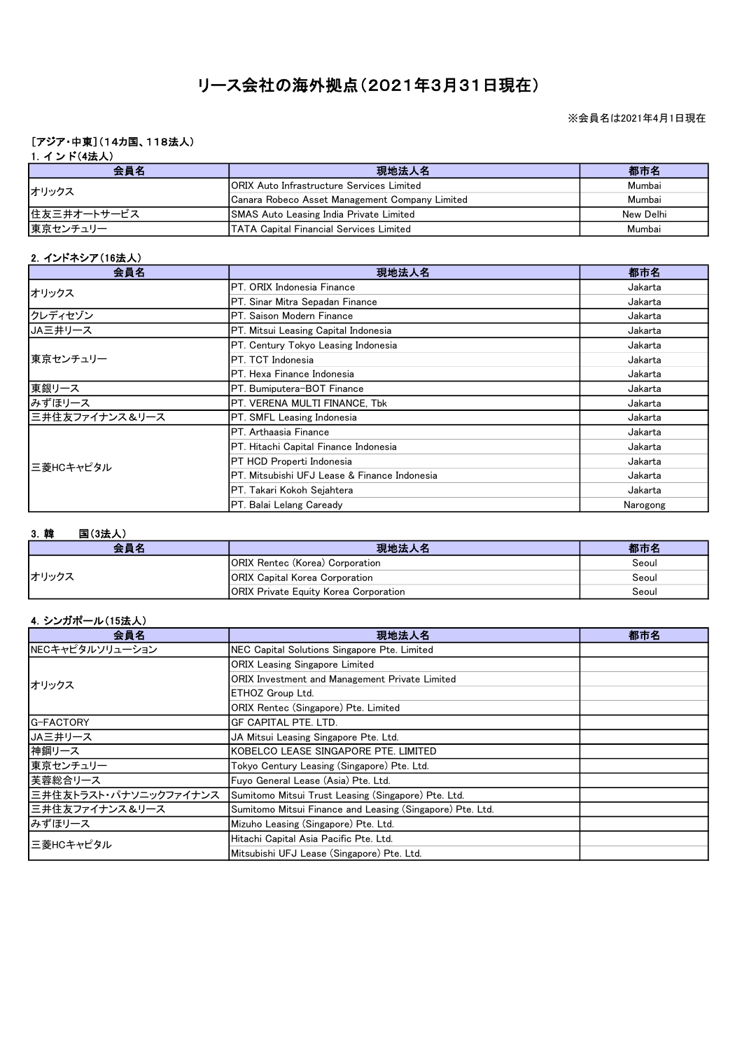# リース会社の海外拠点（2021年3月31日現在）

※会員名は2021年4月1日現在

［アジア・中東］（14カ国、118法人）

1. インド(4法人)

| 会員名 | 現地法人名 | 都市名 |
|---|---|---|
| オリックス | ORIX Auto Infrastructure Services Limited | Mumbai |
| | Canara Robeco Asset Management Company Limited | Mumbai |
| 住友三井オートサービス | SMAS Auto Leasing India Private Limited | New Delhi |
| 東京センチュリー | TATA Capital Financial Services Limited | Mumbai |

2. インドネシア（16法人）

| 会員名 | 現地法人名 | 都市名 |
|---|---|---|
| オリックス | PT. ORIX Indonesia Finance | Jakarta |
| | PT. Sinar Mitra Sepadan Finance | Jakarta |
| クレディセゾン | PT. Saison Modern Finance | Jakarta |
| JA三井リース | PT. Mitsui Leasing Capital Indonesia | Jakarta |
| 東京センチュリー | PT. Century Tokyo Leasing Indonesia | Jakarta |
| | PT. TCT Indonesia | Jakarta |
| | PT. Hexa Finance Indonesia | Jakarta |
| 東銀リース | PT. Bumiputera-BOT Finance | Jakarta |
| みずほリース | PT. VERENA MULTI FINANCE, Tbk | Jakarta |
| 三井住友ファイナンス＆リース | PT. SMFL Leasing Indonesia | Jakarta |
| 三菱HCキャピタル | PT. Arthaasia Finance | Jakarta |
| | PT. Hitachi Capital Finance Indonesia | Jakarta |
| | PT HCD Properti Indonesia | Jakarta |
| | PT. Mitsubishi UFJ Lease & Finance Indonesia | Jakarta |
| | PT. Takari Kokoh Sejahtera | Jakarta |
| | PT. Balai Lelang Caready | Narogong |

3. 韓　　国(3法人)

| 会員名 | 現地法人名 | 都市名 |
|---|---|---|
| オリックス | ORIX Rentec (Korea) Corporation | Seoul |
| | ORIX Capital Korea Corporation | Seoul |
| | ORIX Private Equity Korea Corporation | Seoul |

4. シンガポール（15法人）

| 会員名 | 現地法人名 | 都市名 |
|---|---|---|
| NECキャピタルソリューション | NEC Capital Solutions Singapore Pte. Limited | |
| オリックス | ORIX Leasing Singapore Limited | |
| | ORIX Investment and Management Private Limited | |
| | ETHOZ Group Ltd. | |
| | ORIX Rentec (Singapore) Pte. Limited | |
| G-FACTORY | GF CAPITAL PTE. LTD. | |
| JA三井リース | JA Mitsui Leasing Singapore Pte. Ltd. | |
| 神鋼リース | KOBELCO LEASE SINGAPORE PTE. LIMITED | |
| 東京センチュリー | Tokyo Century Leasing (Singapore) Pte. Ltd. | |
| 芙蓉総合リース | Fuyo General Lease (Asia) Pte. Ltd. | |
| 三井住友トラスト・パナソニックファイナンス | Sumitomo Mitsui Trust Leasing (Singapore) Pte. Ltd. | |
| 三井住友ファイナンス＆リース | Sumitomo Mitsui Finance and Leasing (Singapore) Pte. Ltd. | |
| みずほリース | Mizuho Leasing (Singapore) Pte. Ltd. | |
| 三菱HCキャピタル | Hitachi Capital Asia Pacific Pte. Ltd. | |
| | Mitsubishi UFJ Lease (Singapore) Pte. Ltd. | |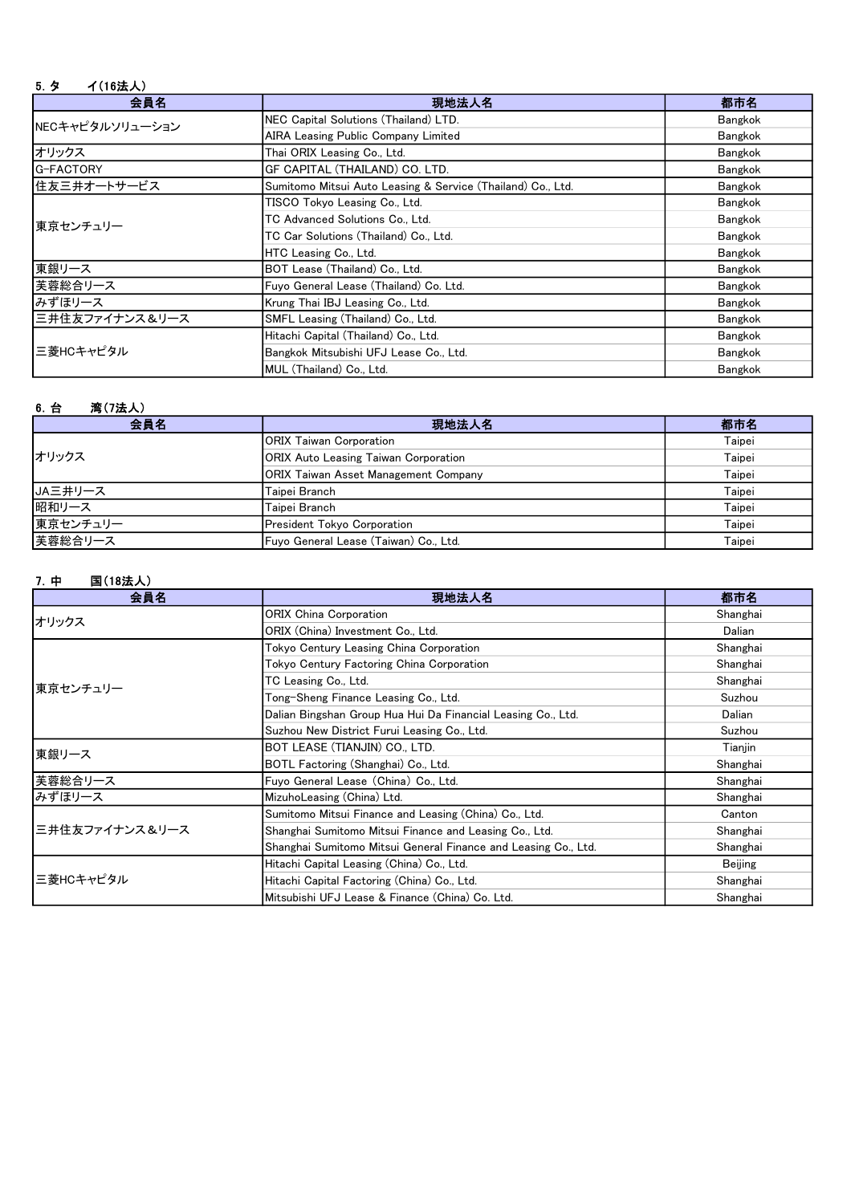### 5. タ　　イ(16法人)

| 会員名 | 現地法人名 | 都市名 |
| --- | --- | --- |
| NECキャピタルソリューション | NEC Capital Solutions (Thailand) LTD. | Bangkok |
| | AIRA Leasing Public Company Limited | Bangkok |
| オリックス | Thai ORIX Leasing Co., Ltd. | Bangkok |
| G-FACTORY | GF CAPITAL (THAILAND) CO. LTD. | Bangkok |
| 住友三井オートサービス | Sumitomo Mitsui Auto Leasing & Service (Thailand) Co., Ltd. | Bangkok |
| 東京センチュリー | TISCO Tokyo Leasing Co., Ltd. | Bangkok |
| | TC Advanced Solutions Co., Ltd. | Bangkok |
| | TC Car Solutions (Thailand) Co., Ltd. | Bangkok |
| | HTC Leasing Co., Ltd. | Bangkok |
| 東銀リース | BOT Lease (Thailand) Co., Ltd. | Bangkok |
| 芙蓉総合リース | Fuyo General Lease (Thailand) Co. Ltd. | Bangkok |
| みずほリース | Krung Thai IBJ Leasing Co., Ltd. | Bangkok |
| 三井住友ファイナンス＆リース | SMFL Leasing (Thailand) Co., Ltd. | Bangkok |
| 三菱HCキャピタル | Hitachi Capital (Thailand) Co., Ltd. | Bangkok |
| | Bangkok Mitsubishi UFJ Lease Co., Ltd. | Bangkok |
| | MUL (Thailand) Co., Ltd. | Bangkok |

### 6. 台　　湾(7法人)

| 会員名 | 現地法人名 | 都市名 |
| --- | --- | --- |
| オリックス | ORIX Taiwan Corporation | Taipei |
| | ORIX Auto Leasing Taiwan Corporation | Taipei |
| | ORIX Taiwan Asset Management Company | Taipei |
| JA三井リース | Taipei Branch | Taipei |
| 昭和リース | Taipei Branch | Taipei |
| 東京センチュリー | President Tokyo Corporation | Taipei |
| 芙蓉総合リース | Fuyo General Lease (Taiwan) Co., Ltd. | Taipei |

### 7. 中　　国(18法人)

| 会員名 | 現地法人名 | 都市名 |
| --- | --- | --- |
| オリックス | ORIX China Corporation | Shanghai |
| | ORIX (China) Investment Co., Ltd. | Dalian |
| 東京センチュリー | Tokyo Century Leasing China Corporation | Shanghai |
| | Tokyo Century Factoring China Corporation | Shanghai |
| | TC Leasing Co., Ltd. | Shanghai |
| | Tong-Sheng Finance Leasing Co., Ltd. | Suzhou |
| | Dalian Bingshan Group Hua Hui Da Financial Leasing Co., Ltd. | Dalian |
| | Suzhou New District Furui Leasing Co., Ltd. | Suzhou |
| 東銀リース | BOT LEASE (TIANJIN) CO., LTD. | Tianjin |
| | BOTL Factoring (Shanghai) Co., Ltd. | Shanghai |
| 芙蓉総合リース | Fuyo General Lease（China）Co., Ltd. | Shanghai |
| みずほリース | MizuhoLeasing (China) Ltd. | Shanghai |
| 三井住友ファイナンス＆リース | Sumitomo Mitsui Finance and Leasing (China) Co., Ltd. | Canton |
| | Shanghai Sumitomo Mitsui Finance and Leasing Co., Ltd. | Shanghai |
| | Shanghai Sumitomo Mitsui General Finance and Leasing Co., Ltd. | Shanghai |
| 三菱HCキャピタル | Hitachi Capital Leasing (China) Co., Ltd. | Beijing |
| | Hitachi Capital Factoring (China) Co., Ltd. | Shanghai |
| | Mitsubishi UFJ Lease & Finance (China) Co. Ltd. | Shanghai |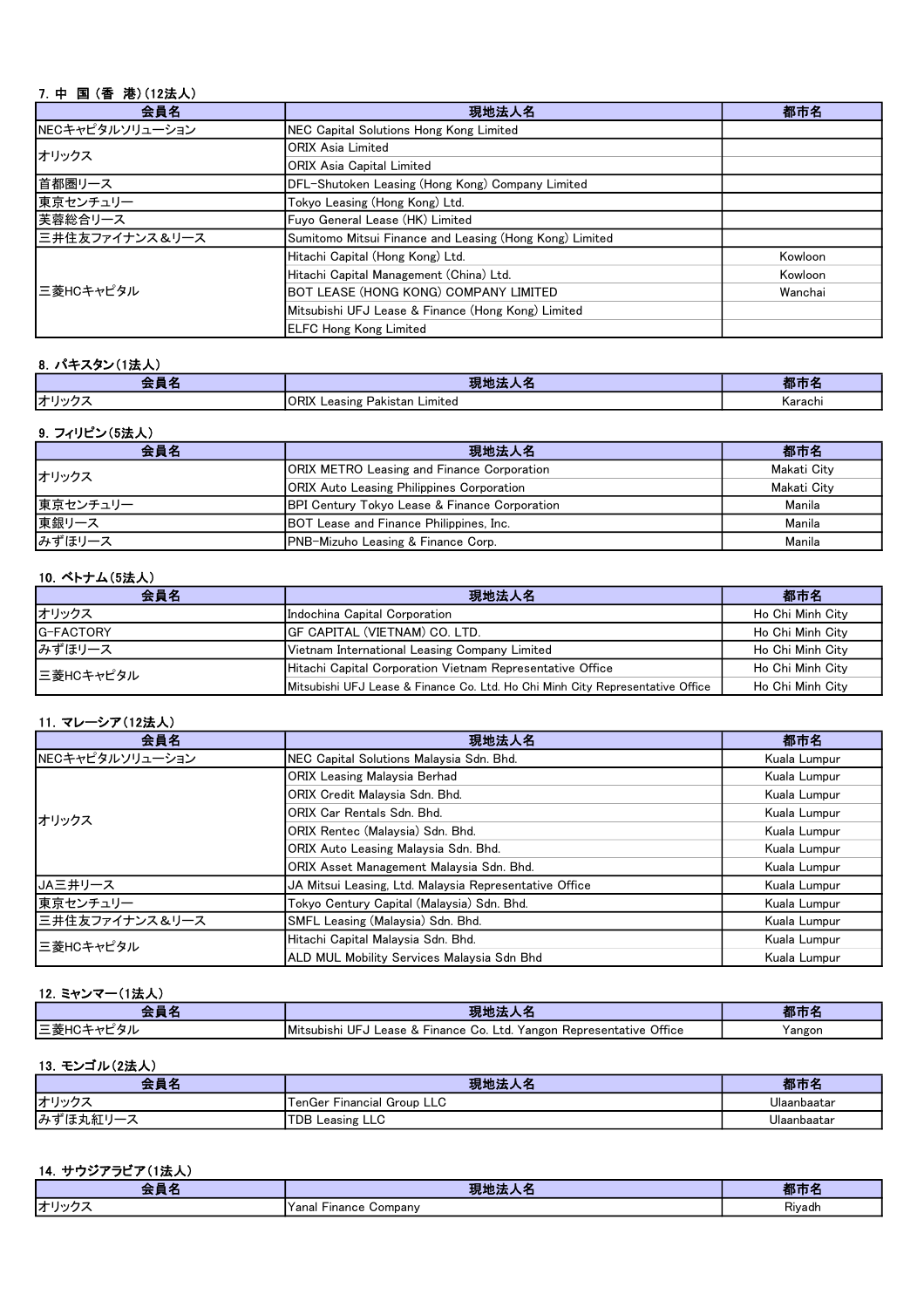### 7. 中 国（香 港）(12法人)

| 会員名 | 現地法人名 | 都市名 |
|---|---|---|
| NECキャピタルソリューション | NEC Capital Solutions Hong Kong Limited | |
| オリックス | ORIX Asia Limited | |
| | ORIX Asia Capital Limited | |
| 首都圏リース | DFL-Shutoken Leasing (Hong Kong) Company Limited | |
| 東京センチュリー | Tokyo Leasing (Hong Kong) Ltd. | |
| 芙蓉総合リース | Fuyo General Lease (HK) Limited | |
| 三井住友ファイナンス＆リース | Sumitomo Mitsui Finance and Leasing (Hong Kong) Limited | |
| 三菱HCキャピタル | Hitachi Capital (Hong Kong) Ltd. | Kowloon |
| | Hitachi Capital Management (China) Ltd. | Kowloon |
| | BOT LEASE (HONG KONG) COMPANY LIMITED | Wanchai |
| | Mitsubishi UFJ Lease & Finance (Hong Kong) Limited | |
| | ELFC Hong Kong Limited | |

### 8. パキスタン(1法人)

| 会員名 | 現地法人名 | 都市名 |
|---|---|---|
| オリックス | ORIX Leasing Pakistan Limited | Karachi |

### 9. フィリピン(5法人)

| 会員名 | 現地法人名 | 都市名 |
|---|---|---|
| オリックス | ORIX METRO Leasing and Finance Corporation | Makati City |
| | ORIX Auto Leasing Philippines Corporation | Makati City |
| 東京センチュリー | BPI Century Tokyo Lease & Finance Corporation | Manila |
| 東銀リース | BOT Lease and Finance Philippines, Inc. | Manila |
| みずほリース | PNB-Mizuho Leasing & Finance Corp. | Manila |

### 10. ベトナム(5法人)

| 会員名 | 現地法人名 | 都市名 |
|---|---|---|
| オリックス | Indochina Capital Corporation | Ho Chi Minh City |
| G-FACTORY | GF CAPITAL (VIETNAM) CO. LTD. | Ho Chi Minh City |
| みずほリース | Vietnam International Leasing Company Limited | Ho Chi Minh City |
| 三菱HCキャピタル | Hitachi Capital Corporation Vietnam Representative Office | Ho Chi Minh City |
| | Mitsubishi UFJ Lease & Finance Co. Ltd. Ho Chi Minh City Representative Office | Ho Chi Minh City |

### 11. マレーシア(12法人)

| 会員名 | 現地法人名 | 都市名 |
|---|---|---|
| NECキャピタルソリューション | NEC Capital Solutions Malaysia Sdn. Bhd. | Kuala Lumpur |
| オリックス | ORIX Leasing Malaysia Berhad | Kuala Lumpur |
| | ORIX Credit Malaysia Sdn. Bhd. | Kuala Lumpur |
| | ORIX Car Rentals Sdn. Bhd. | Kuala Lumpur |
| | ORIX Rentec (Malaysia) Sdn. Bhd. | Kuala Lumpur |
| | ORIX Auto Leasing Malaysia Sdn. Bhd. | Kuala Lumpur |
| | ORIX Asset Management Malaysia Sdn. Bhd. | Kuala Lumpur |
| JA三井リース | JA Mitsui Leasing, Ltd. Malaysia Representative Office | Kuala Lumpur |
| 東京センチュリー | Tokyo Century Capital (Malaysia) Sdn. Bhd. | Kuala Lumpur |
| 三井住友ファイナンス＆リース | SMFL Leasing (Malaysia) Sdn. Bhd. | Kuala Lumpur |
| 三菱HCキャピタル | Hitachi Capital Malaysia Sdn. Bhd. | Kuala Lumpur |
| | ALD MUL Mobility Services Malaysia Sdn Bhd | Kuala Lumpur |

### 12. ミャンマー(1法人)

| 会員名 | 現地法人名 | 都市名 |
|---|---|---|
| 三菱HCキャピタル | Mitsubishi UFJ Lease & Finance Co. Ltd. Yangon Representative Office | Yangon |

### 13. モンゴル(2法人)

| 会員名 | 現地法人名 | 都市名 |
|---|---|---|
| オリックス | TenGer Financial Group LLC | Ulaanbaatar |
| みずほ丸紅リース | TDB Leasing LLC | Ulaanbaatar |

### 14. サウジアラビア(1法人)

| 会員名 | 現地法人名 | 都市名 |
|---|---|---|
| オリックス | Yanal Finance Company | Riyadh |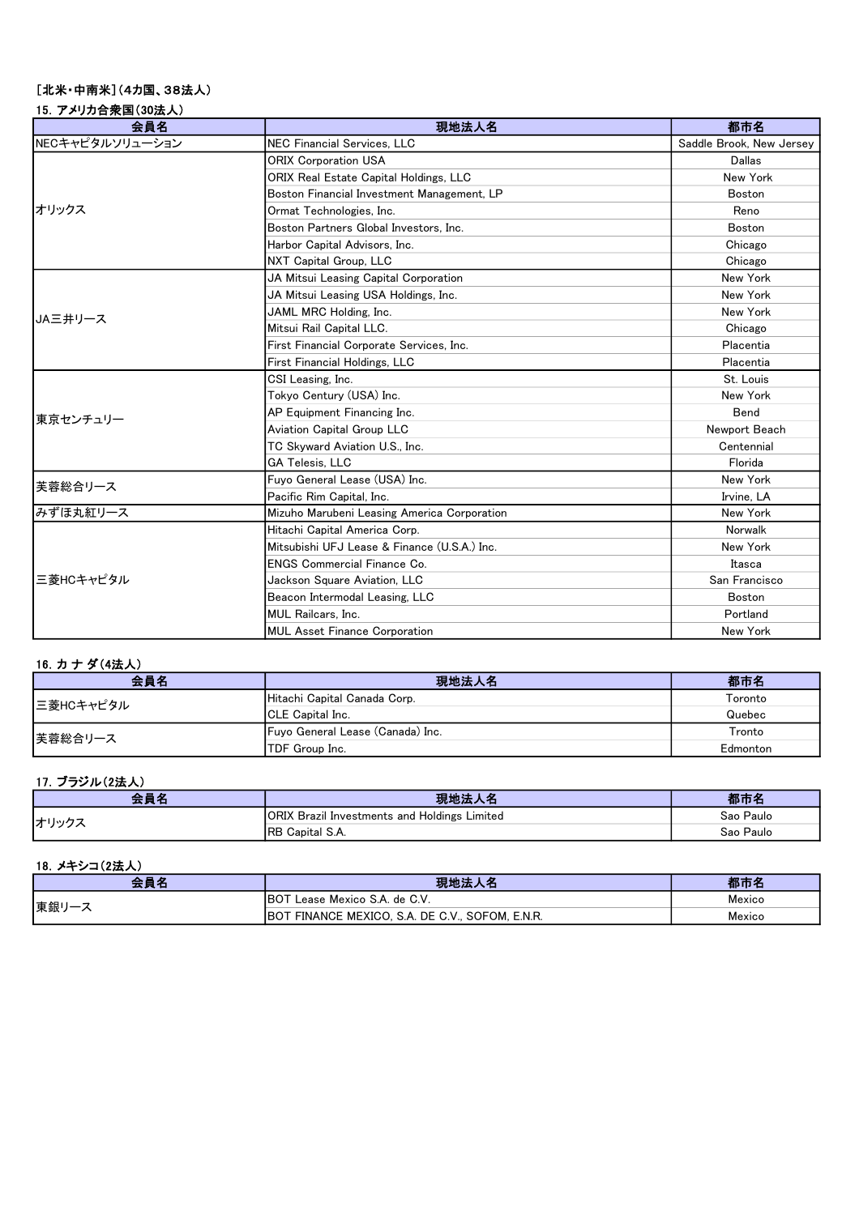［北米・中南米］（4カ国、38法人）

15. アメリカ合衆国（30法人）

| 会員名 | 現地法人名 | 都市名 |
|---|---|---|
| NECキャピタルソリューション | NEC Financial Services, LLC | Saddle Brook, New Jersey |
| オリックス | ORIX Corporation USA | Dallas |
| | ORIX Real Estate Capital Holdings, LLC | New York |
| | Boston Financial Investment Management, LP | Boston |
| | Ormat Technologies, Inc. | Reno |
| | Boston Partners Global Investors, Inc. | Boston |
| | Harbor Capital Advisors, Inc. | Chicago |
| | NXT Capital Group, LLC | Chicago |
| JA三井リース | JA Mitsui Leasing Capital Corporation | New York |
| | JA Mitsui Leasing USA Holdings, Inc. | New York |
| | JAML MRC Holding, Inc. | New York |
| | Mitsui Rail Capital LLC. | Chicago |
| | First Financial Corporate Services, Inc. | Placentia |
| | First Financial Holdings, LLC | Placentia |
| 東京センチュリー | CSI Leasing, Inc. | St. Louis |
| | Tokyo Century (USA) Inc. | New York |
| | AP Equipment Financing Inc. | Bend |
| | Aviation Capital Group LLC | Newport Beach |
| | TC Skyward Aviation U.S., Inc. | Centennial |
| | GA Telesis, LLC | Florida |
| 芙蓉総合リース | Fuyo General Lease (USA) Inc. | New York |
| | Pacific Rim Capital, Inc. | Irvine, LA |
| みずほ丸紅リース | Mizuho Marubeni Leasing America Corporation | New York |
| 三菱HCキャピタル | Hitachi Capital America Corp. | Norwalk |
| | Mitsubishi UFJ Lease & Finance (U.S.A.) Inc. | New York |
| | ENGS Commercial Finance Co. | Itasca |
| | Jackson Square Aviation, LLC | San Francisco |
| | Beacon Intermodal Leasing, LLC | Boston |
| | MUL Railcars, Inc. | Portland |
| | MUL Asset Finance Corporation | New York |

16. カ ナ ダ（4法人）

| 会員名 | 現地法人名 | 都市名 |
|---|---|---|
| 三菱HCキャピタル | Hitachi Capital Canada Corp. | Toronto |
| | CLE Capital Inc. | Quebec |
| 芙蓉総合リース | Fuyo General Lease (Canada) Inc. | Tronto |
| | TDF Group Inc. | Edmonton |

17. ブラジル（2法人）

| 会員名 | 現地法人名 | 都市名 |
|---|---|---|
| オリックス | ORIX Brazil Investments and Holdings Limited | Sao Paulo |
| | RB Capital S.A. | Sao Paulo |

18. メキシコ（2法人）

| 会員名 | 現地法人名 | 都市名 |
|---|---|---|
| 東銀リース | BOT Lease Mexico S.A. de C.V. | Mexico |
| | BOT FINANCE MEXICO, S.A. DE C.V., SOFOM, E.N.R. | Mexico |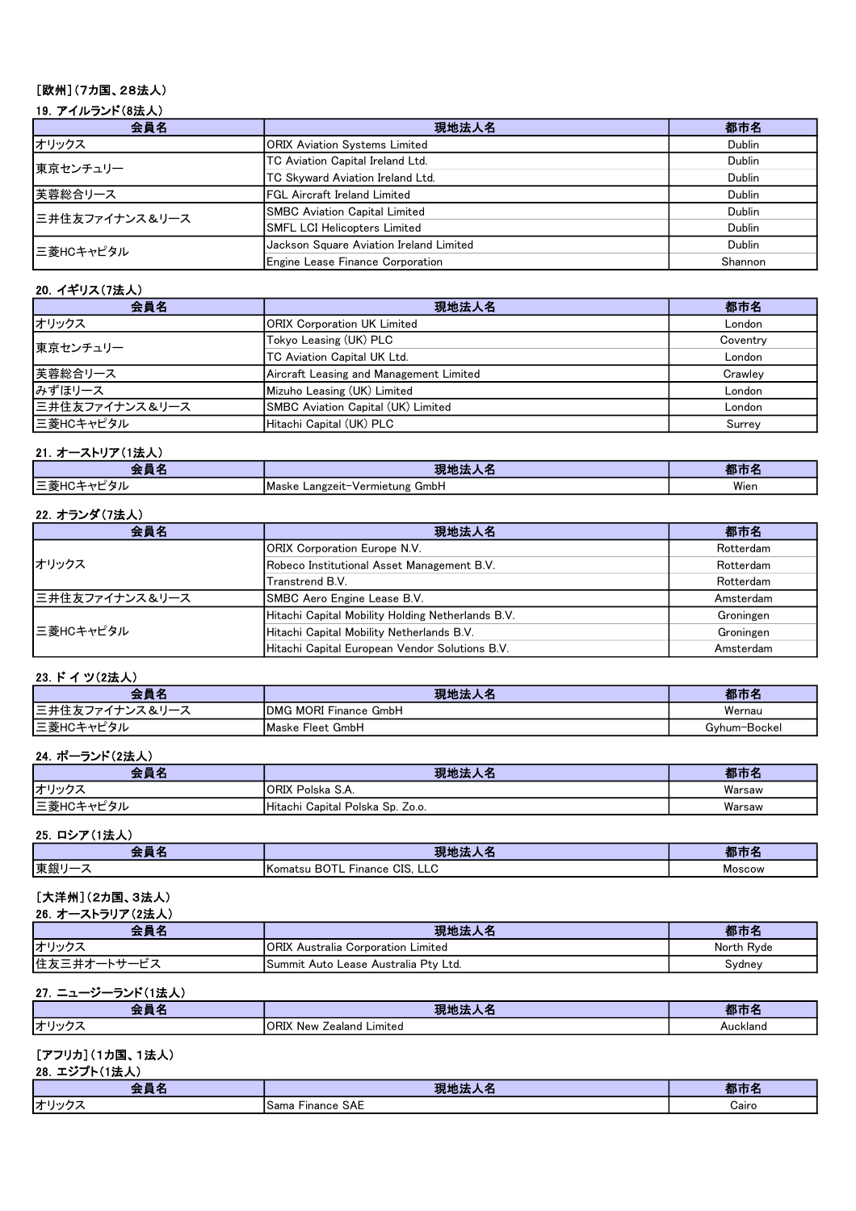[欧州]（7カ国、28法人）

19. アイルランド(8法人)

| 会員名 | 現地法人名 | 都市名 |
| --- | --- | --- |
| オリックス | ORIX Aviation Systems Limited | Dublin |
| 東京センチュリー | TC Aviation Capital Ireland Ltd. | Dublin |
| | TC Skyward Aviation Ireland Ltd. | Dublin |
| 芙蓉総合リース | FGL Aircraft Ireland Limited | Dublin |
| 三井住友ファイナンス＆リース | SMBC Aviation Capital Limited | Dublin |
| | SMFL LCI Helicopters Limited | Dublin |
| 三菱HCキャピタル | Jackson Square Aviation Ireland Limited | Dublin |
| | Engine Lease Finance Corporation | Shannon |

20. イギリス(7法人)

| 会員名 | 現地法人名 | 都市名 |
| --- | --- | --- |
| オリックス | ORIX Corporation UK Limited | London |
| 東京センチュリー | Tokyo Leasing (UK) PLC | Coventry |
| | TC Aviation Capital UK Ltd. | London |
| 芙蓉総合リース | Aircraft Leasing and Management Limited | Crawley |
| みずほリース | Mizuho Leasing (UK) Limited | London |
| 三井住友ファイナンス＆リース | SMBC Aviation Capital (UK) Limited | London |
| 三菱HCキャピタル | Hitachi Capital (UK) PLC | Surrey |

21. オーストリア(1法人)

| 会員名 | 現地法人名 | 都市名 |
| --- | --- | --- |
| 三菱HCキャピタル | Maske Langzeit-Vermietung GmbH | Wien |

22. オランダ(7法人)

| 会員名 | 現地法人名 | 都市名 |
| --- | --- | --- |
| オリックス | ORIX Corporation Europe N.V. | Rotterdam |
| | Robeco Institutional Asset Management B.V. | Rotterdam |
| | Transtrend B.V. | Rotterdam |
| 三井住友ファイナンス＆リース | SMBC Aero Engine Lease B.V. | Amsterdam |
| 三菱HCキャピタル | Hitachi Capital Mobility Holding Netherlands B.V. | Groningen |
| | Hitachi Capital Mobility Netherlands B.V. | Groningen |
| | Hitachi Capital European Vendor Solutions B.V. | Amsterdam |

23. ド イ ツ(2法人)

| 会員名 | 現地法人名 | 都市名 |
| --- | --- | --- |
| 三井住友ファイナンス＆リース | DMG MORI Finance GmbH | Wernau |
| 三菱HCキャピタル | Maske Fleet GmbH | Gyhum-Bockel |

24. ポーランド(2法人)

| 会員名 | 現地法人名 | 都市名 |
| --- | --- | --- |
| オリックス | ORIX Polska S.A. | Warsaw |
| 三菱HCキャピタル | Hitachi Capital Polska Sp. Zo.o. | Warsaw |

25. ロシア(1法人)

| 会員名 | 現地法人名 | 都市名 |
| --- | --- | --- |
| 東銀リース | Komatsu BOTL Finance CIS, LLC | Moscow |

[大洋州]（2カ国、3法人）

26. オーストラリア(2法人)

| 会員名 | 現地法人名 | 都市名 |
| --- | --- | --- |
| オリックス | ORIX Australia Corporation Limited | North Ryde |
| 住友三井オートサービス | Summit Auto Lease Australia Pty Ltd. | Sydney |

27. ニュージーランド(1法人)

| 会員名 | 現地法人名 | 都市名 |
| --- | --- | --- |
| オリックス | ORIX New Zealand Limited | Auckland |

[アフリカ]（1カ国、1法人）

28. エジプト(1法人)

| 会員名 | 現地法人名 | 都市名 |
| --- | --- | --- |
| オリックス | Sama Finance SAE | Cairo |